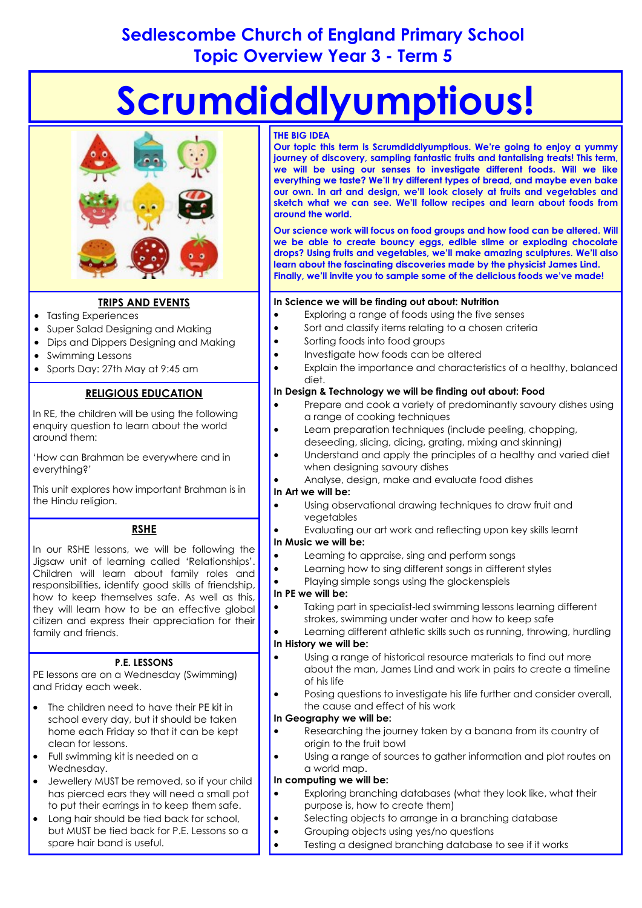# Sedlescombe Church of England Primary School
## Topic Overview Year 3 - Term 5

# Scrumdiddlyumptious!

### TRIPS AND EVENTS

- Tasting Experiences
- Super Salad Designing and Making
- Dips and Dippers Designing and Making
- Swimming Lessons
- Sports Day: 27th May at 9:45 am

### RELIGIOUS EDUCATION

In RE, the children will be using the following enquiry question to learn about the world around them:

'How can Brahman be everywhere and in everything?'

This unit explores how important Brahman is in the Hindu religion.

### RSHE

In our RSHE lessons, we will be following the Jigsaw unit of learning called 'Relationships'. Children will learn about family roles and responsibilities, identify good skills of friendship, how to keep themselves safe. As well as this, they will learn how to be an effective global citizen and express their appreciation for their family and friends.

### P.E. LESSONS

PE lessons are on a Wednesday (Swimming) and Friday each week.

- The children need to have their PE kit in school every day, but it should be taken home each Friday so that it can be kept clean for lessons.
- Full swimming kit is needed on a Wednesday.
- Jewellery MUST be removed, so if your child has pierced ears they will need a small pot to put their earrings in to keep them safe.
- Long hair should be tied back for school, but MUST be tied back for P.E. Lessons so a spare hair band is useful.

### THE BIG IDEA

**Our topic this term is Scrumdiddlyumptious. We're going to enjoy a yummy journey of discovery, sampling fantastic fruits and tantalising treats! This term, we will be using our senses to investigate different foods. Will we like everything we taste? We'll try different types of bread, and maybe even bake our own. In art and design, we'll look closely at fruits and vegetables and sketch what we can see. We'll follow recipes and learn about foods from around the world.**

**Our science work will focus on food groups and how food can be altered. Will we be able to create bouncy eggs, edible slime or exploding chocolate drops? Using fruits and vegetables, we'll make amazing sculptures. We'll also learn about the fascinating discoveries made by the physicist James Lind. Finally, we'll invite you to sample some of the delicious foods we've made!**

**In Science we will be finding out about: Nutrition**

- Exploring a range of foods using the five senses
- Sort and classify items relating to a chosen criteria
- Sorting foods into food groups
- Investigate how foods can be altered
- Explain the importance and characteristics of a healthy, balanced diet.

**In Design & Technology we will be finding out about: Food**

- Prepare and cook a variety of predominantly savoury dishes using a range of cooking techniques
- Learn preparation techniques (include peeling, chopping, deseeding, slicing, dicing, grating, mixing and skinning)
- Understand and apply the principles of a healthy and varied diet when designing savoury dishes
- Analyse, design, make and evaluate food dishes

**In Art we will be:**

- Using observational drawing techniques to draw fruit and vegetables
- Evaluating our art work and reflecting upon key skills learnt

**In Music we will be:**

- Learning to appraise, sing and perform songs
- Learning how to sing different songs in different styles
- Playing simple songs using the glockenspiels

**In PE we will be:**

- Taking part in specialist-led swimming lessons learning different strokes, swimming under water and how to keep safe
- Learning different athletic skills such as running, throwing, hurdling

**In History we will be:**

- Using a range of historical resource materials to find out more about the man, James Lind and work in pairs to create a timeline of his life
- Posing questions to investigate his life further and consider overall, the cause and effect of his work

**In Geography we will be:**

- Researching the journey taken by a banana from its country of origin to the fruit bowl
- Using a range of sources to gather information and plot routes on a world map.

**In computing we will be:**

- Exploring branching databases (what they look like, what their purpose is, how to create them)
- Selecting objects to arrange in a branching database
- Grouping objects using yes/no questions
- Testing a designed branching database to see if it works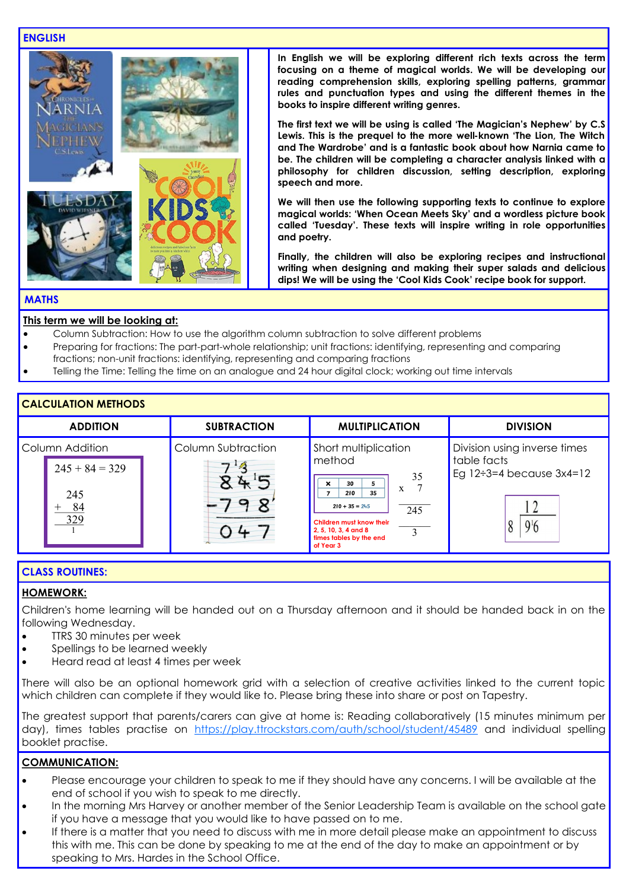## ENGLISH

**In English we will be exploring different rich texts across the term focusing on a theme of magical worlds. We will be developing our reading comprehension skills, exploring spelling patterns, grammar rules and punctuation types and using the different themes in the books to inspire different writing genres.**

**The first text we will be using is called 'The Magician's Nephew' by C.S Lewis. This is the prequel to the more well-known 'The Lion, The Witch and The Wardrobe' and is a fantastic book about how Narnia came to be. The children will be completing a character analysis linked with a philosophy for children discussion, setting description, exploring speech and more.**

**We will then use the following supporting texts to continue to explore magical worlds: 'When Ocean Meets Sky' and a wordless picture book called 'Tuesday'. These texts will inspire writing in role opportunities and poetry.**

**Finally, the children will also be exploring recipes and instructional writing when designing and making their super salads and delicious dips! We will be using the 'Cool Kids Cook' recipe book for support.**

## MATHS

**This term we will be looking at:**

- Column Subtraction: How to use the algorithm column subtraction to solve different problems
- Preparing for fractions: The part-part-whole relationship; unit fractions: identifying, representing and comparing fractions; non-unit fractions: identifying, representing and comparing fractions
- Telling the Time: Telling the time on an analogue and 24 hour digital clock; working out time intervals

## CALCULATION METHODS

| ADDITION | SUBTRACTION | MULTIPLICATION | DIVISION |
|---|---|---|---|
| Column Addition<br>245 + 84 = 329<br>245<br>+ 84<br>329<br>1 | Column Subtraction<br>7 1 3<br>8 4 1 5<br>- 7 9 8<br>0 4 7 | Short multiplication method<br>× 30 5<br>7 210 35<br>210 + 35 = 245<br>35 × 7 = 245 (3 carried)<br>Children must know their 2, 5, 10, 3, 4 and 8 times tables by the end of Year 3 | Division using inverse times table facts<br>Eg 12÷3=4 because 3x4=12<br>96 ÷ 8 = 12 |

## CLASS ROUTINES:

**HOMEWORK:**

Children's home learning will be handed out on a Thursday afternoon and it should be handed back in on the following Wednesday.

- TTRS 30 minutes per week
- Spellings to be learned weekly
- Heard read at least 4 times per week

There will also be an optional homework grid with a selection of creative activities linked to the current topic which children can complete if they would like to. Please bring these into share or post on Tapestry.

The greatest support that parents/carers can give at home is: Reading collaboratively (15 minutes minimum per day), times tables practise on https://play.ttrockstars.com/auth/school/student/45489 and individual spelling booklet practise.

**COMMUNICATION:**

- Please encourage your children to speak to me if they should have any concerns. I will be available at the end of school if you wish to speak to me directly.
- In the morning Mrs Harvey or another member of the Senior Leadership Team is available on the school gate if you have a message that you would like to have passed on to me.
- If there is a matter that you need to discuss with me in more detail please make an appointment to discuss this with me. This can be done by speaking to me at the end of the day to make an appointment or by speaking to Mrs. Hardes in the School Office.